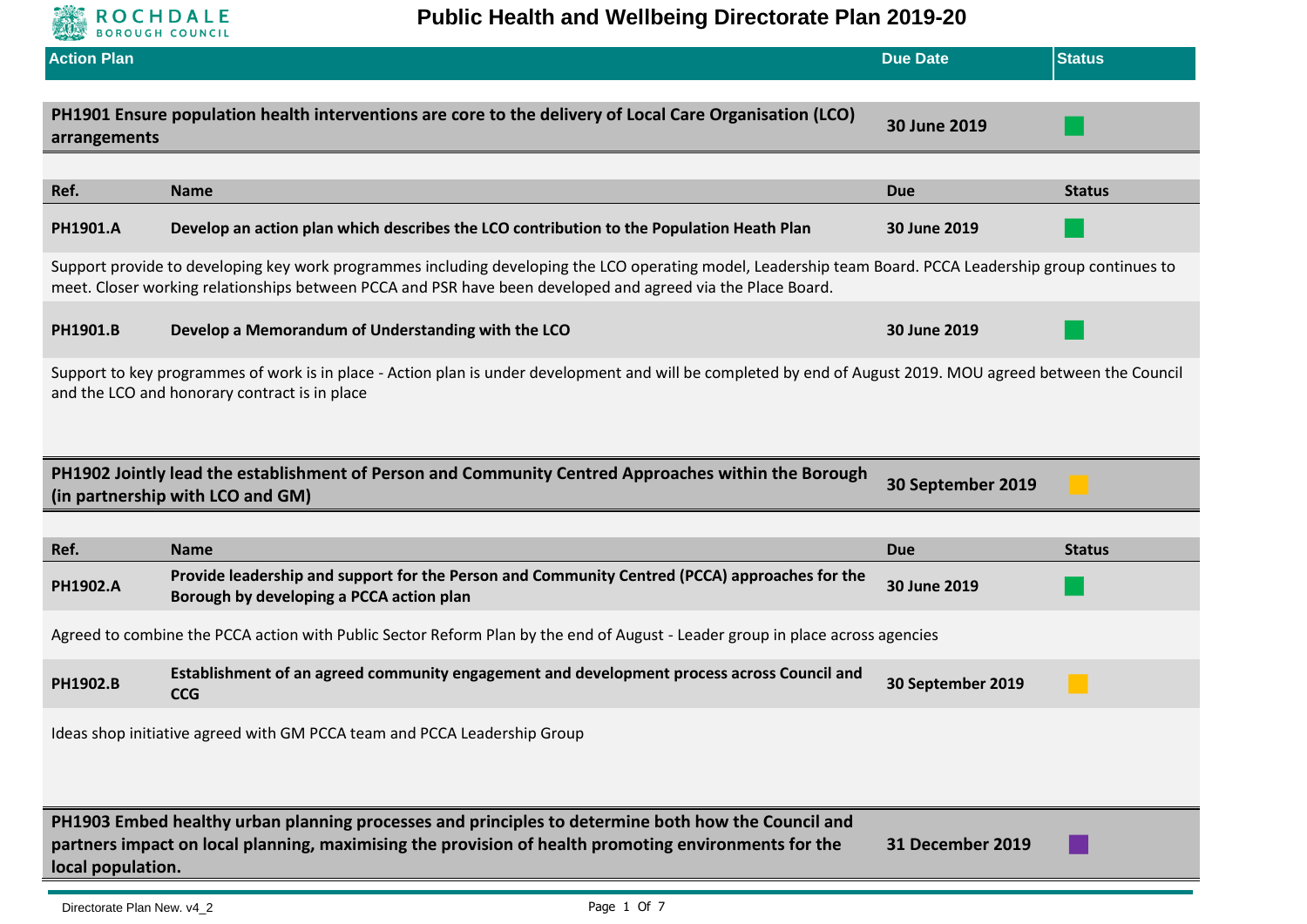# Public Health and Wellbeing Directorate Plan 2019-20

| Action Plan | Due Date | Status |
|---|---|---|
| **PH1901 Ensure population health interventions are core to the delivery of Local Care Organisation (LCO) arrangements** | **30 June 2019** | Green |

| Ref. | Name | Due | Status |
|---|---|---|---|
| **PH1901.A** | **Develop an action plan which describes the LCO contribution to the Population Heath Plan** | **30 June 2019** | Green |

Support provide to developing key work programmes including developing the LCO operating model, Leadership team Board. PCCA Leadership group continues to meet. Closer working relationships between PCCA and PSR have been developed and agreed via the Place Board.

| Ref. | Name | Due | Status |
|---|---|---|---|
| **PH1901.B** | **Develop a Memorandum of Understanding with the LCO** | **30 June 2019** | Green |

Support to key programmes of work is in place - Action plan is under development and will be completed by end of August 2019. MOU agreed between the Council and the LCO and honorary contract is in place

| Action Plan | Due Date | Status |
|---|---|---|
| **PH1902 Jointly lead the establishment of Person and Community Centred Approaches within the Borough (in partnership with LCO and GM)** | **30 September 2019** | Amber |

| Ref. | Name | Due | Status |
|---|---|---|---|
| **PH1902.A** | **Provide leadership and support for the Person and Community Centred (PCCA) approaches for the Borough by developing a PCCA action plan** | **30 June 2019** | Green |

Agreed to combine the PCCA action with Public Sector Reform Plan by the end of August - Leader group in place across agencies

| Ref. | Name | Due | Status |
|---|---|---|---|
| **PH1902.B** | **Establishment of an agreed community engagement and development process across Council and CCG** | **30 September 2019** | Amber |

Ideas shop initiative agreed with GM PCCA team and PCCA Leadership Group

| Action Plan | Due Date | Status |
|---|---|---|
| **PH1903 Embed healthy urban planning processes and principles to determine both how the Council and partners impact on local planning, maximising the provision of health promoting environments for the local population.** | **31 December 2019** | Purple |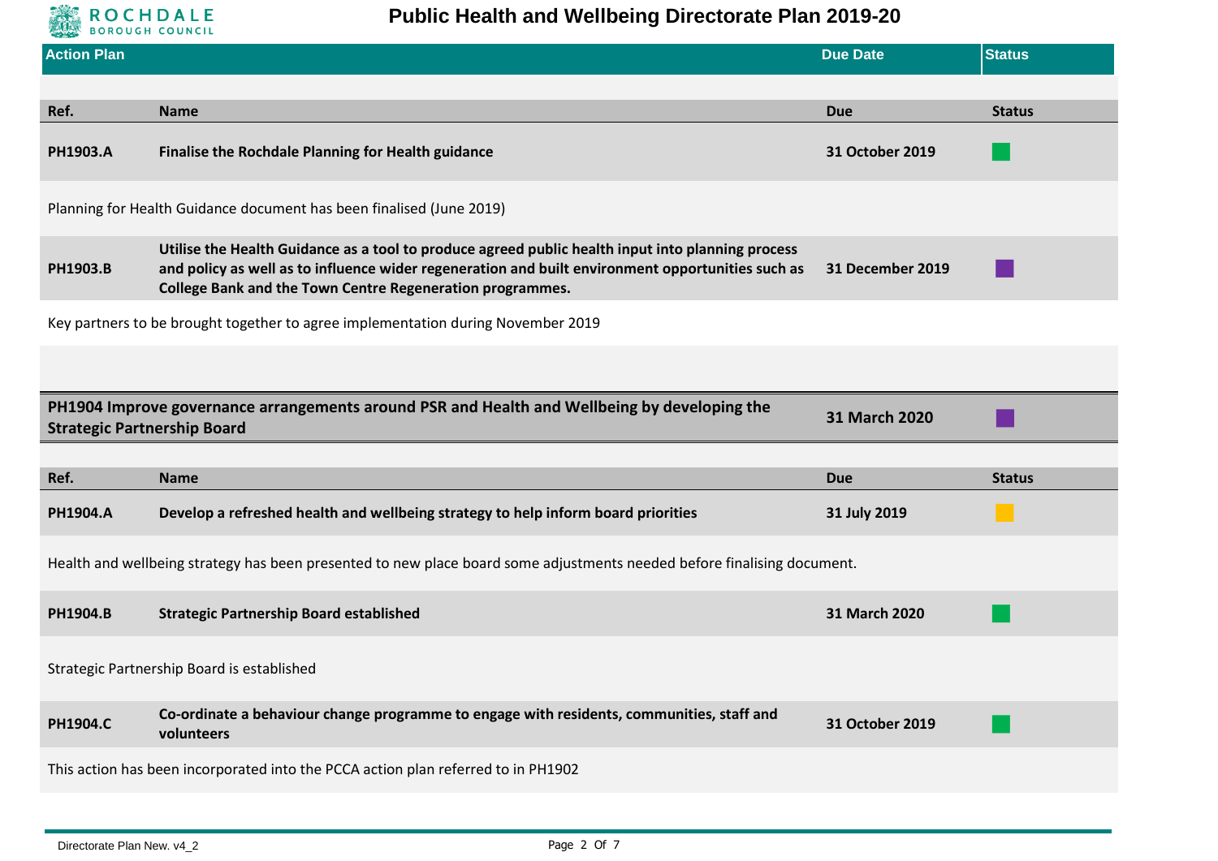# Public Health and Wellbeing Directorate Plan 2019-20

| Action Plan | | Due Date | Status |
|---|---|---|---|

| Ref. | Name | Due | Status |
|---|---|---|---|
| **PH1903.A** | **Finalise the Rochdale Planning for Health guidance** | **31 October 2019** | |

Planning for Health Guidance document has been finalised (June 2019)

| Ref. | Name | Due | Status |
|---|---|---|---|
| **PH1903.B** | **Utilise the Health Guidance as a tool to produce agreed public health input into planning process and policy as well as to influence wider regeneration and built environment opportunities such as College Bank and the Town Centre Regeneration programmes.** | **31 December 2019** | |

Key partners to be brought together to agree implementation during November 2019

| | Due | Status |
|---|---|---|
| **PH1904 Improve governance arrangements around PSR and Health and Wellbeing by developing the Strategic Partnership Board** | **31 March 2020** | |

| Ref. | Name | Due | Status |
|---|---|---|---|
| **PH1904.A** | **Develop a refreshed health and wellbeing strategy to help inform board priorities** | **31 July 2019** | |

Health and wellbeing strategy has been presented to new place board some adjustments needed before finalising document.

| Ref. | Name | Due | Status |
|---|---|---|---|
| **PH1904.B** | **Strategic Partnership Board established** | **31 March 2020** | |

Strategic Partnership Board is established

| Ref. | Name | Due | Status |
|---|---|---|---|
| **PH1904.C** | **Co-ordinate a behaviour change programme to engage with residents, communities, staff and volunteers** | **31 October 2019** | |

This action has been incorporated into the PCCA action plan referred to in PH1902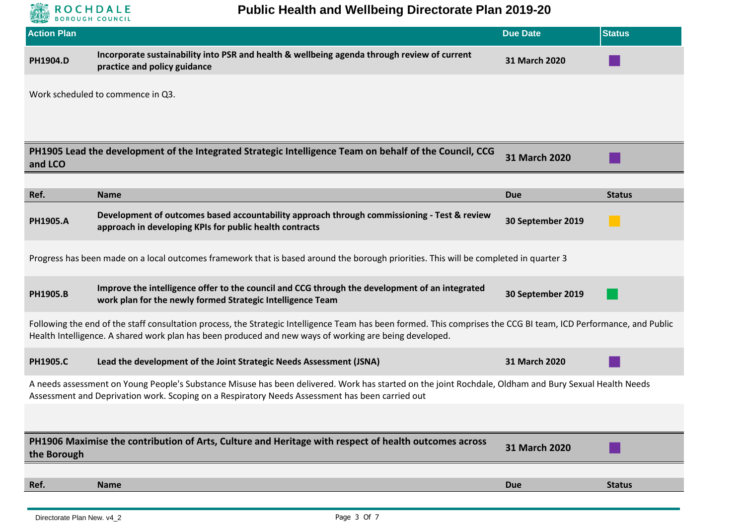| Action Plan | | Due Date | Status |
|---|---|---|---|
| **PH1904.D** | **Incorporate sustainability into PSR and health & wellbeing agenda through review of current practice and policy guidance** | **31 March 2020** | |

Work scheduled to commence in Q3.

| **PH1905 Lead the development of the Integrated Strategic Intelligence Team on behalf of the Council, CCG and LCO** | **31 March 2020** | |
|---|---|---|

| Ref. | Name | Due | Status |
|---|---|---|---|
| **PH1905.A** | **Development of outcomes based accountability approach through commissioning - Test & review approach in developing KPIs for public health contracts** | **30 September 2019** | |

Progress has been made on a local outcomes framework that is based around the borough priorities. This will be completed in quarter 3

| Ref. | Name | Due | Status |
|---|---|---|---|
| **PH1905.B** | **Improve the intelligence offer to the council and CCG through the development of an integrated work plan for the newly formed Strategic Intelligence Team** | **30 September 2019** | |

Following the end of the staff consultation process, the Strategic Intelligence Team has been formed. This comprises the CCG BI team, ICD Performance, and Public Health Intelligence. A shared work plan has been produced and new ways of working are being developed.

| Ref. | Name | Due | Status |
|---|---|---|---|
| **PH1905.C** | **Lead the development of the Joint Strategic Needs Assessment (JSNA)** | **31 March 2020** | |

A needs assessment on Young People's Substance Misuse has been delivered. Work has started on the joint Rochdale, Oldham and Bury Sexual Health Needs Assessment and Deprivation work. Scoping on a Respiratory Needs Assessment has been carried out

| **PH1906 Maximise the contribution of Arts, Culture and Heritage with respect of health outcomes across the Borough** | **31 March 2020** | |
|---|---|---|

| Ref. | Name | Due | Status |
|---|---|---|---|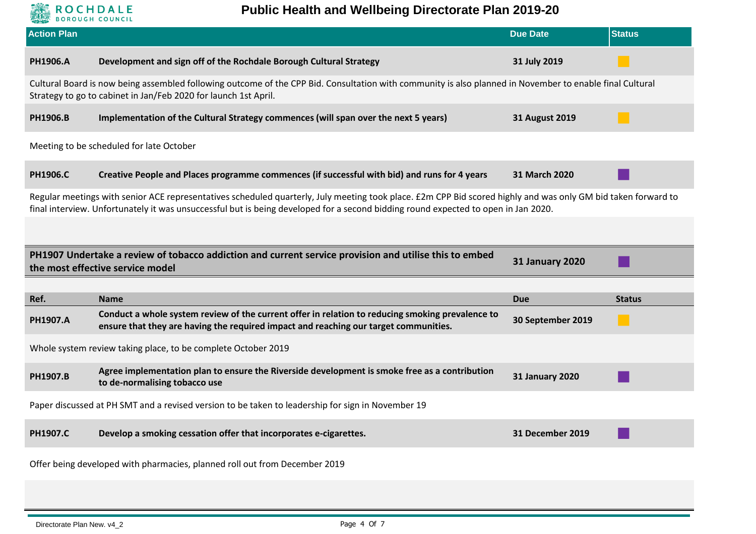# Public Health and Wellbeing Directorate Plan 2019-20

| Action Plan | | Due Date | Status |
|---|---|---|---|
| **PH1906.A** | **Development and sign off of the Rochdale Borough Cultural Strategy** | **31 July 2019** | |

Cultural Board is now being assembled following outcome of the CPP Bid. Consultation with community is also planned in November to enable final Cultural Strategy to go to cabinet in Jan/Feb 2020 for launch 1st April.

| | | | |
|---|---|---|---|
| **PH1906.B** | **Implementation of the Cultural Strategy commences (will span over the next 5 years)** | **31 August 2019** | |

Meeting to be scheduled for late October

| | | | |
|---|---|---|---|
| **PH1906.C** | **Creative People and Places programme commences (if successful with bid) and runs for 4 years** | **31 March 2020** | |

Regular meetings with senior ACE representatives scheduled quarterly, July meeting took place. £2m CPP Bid scored highly and was only GM bid taken forward to final interview. Unfortunately it was unsuccessful but is being developed for a second bidding round expected to open in Jan 2020.

| | | |
|---|---|---|
| **PH1907 Undertake a review of tobacco addiction and current service provision and utilise this to embed the most effective service model** | **31 January 2020** | |

| Ref. | Name | Due | Status |
|---|---|---|---|
| **PH1907.A** | **Conduct a whole system review of the current offer in relation to reducing smoking prevalence to ensure that they are having the required impact and reaching our target communities.** | **30 September 2019** | |

Whole system review taking place, to be complete October 2019

| | | | |
|---|---|---|---|
| **PH1907.B** | **Agree implementation plan to ensure the Riverside development is smoke free as a contribution to de-normalising tobacco use** | **31 January 2020** | |

Paper discussed at PH SMT and a revised version to be taken to leadership for sign in November 19

| | | | |
|---|---|---|---|
| **PH1907.C** | **Develop a smoking cessation offer that incorporates e-cigarettes.** | **31 December 2019** | |

Offer being developed with pharmacies, planned roll out from December 2019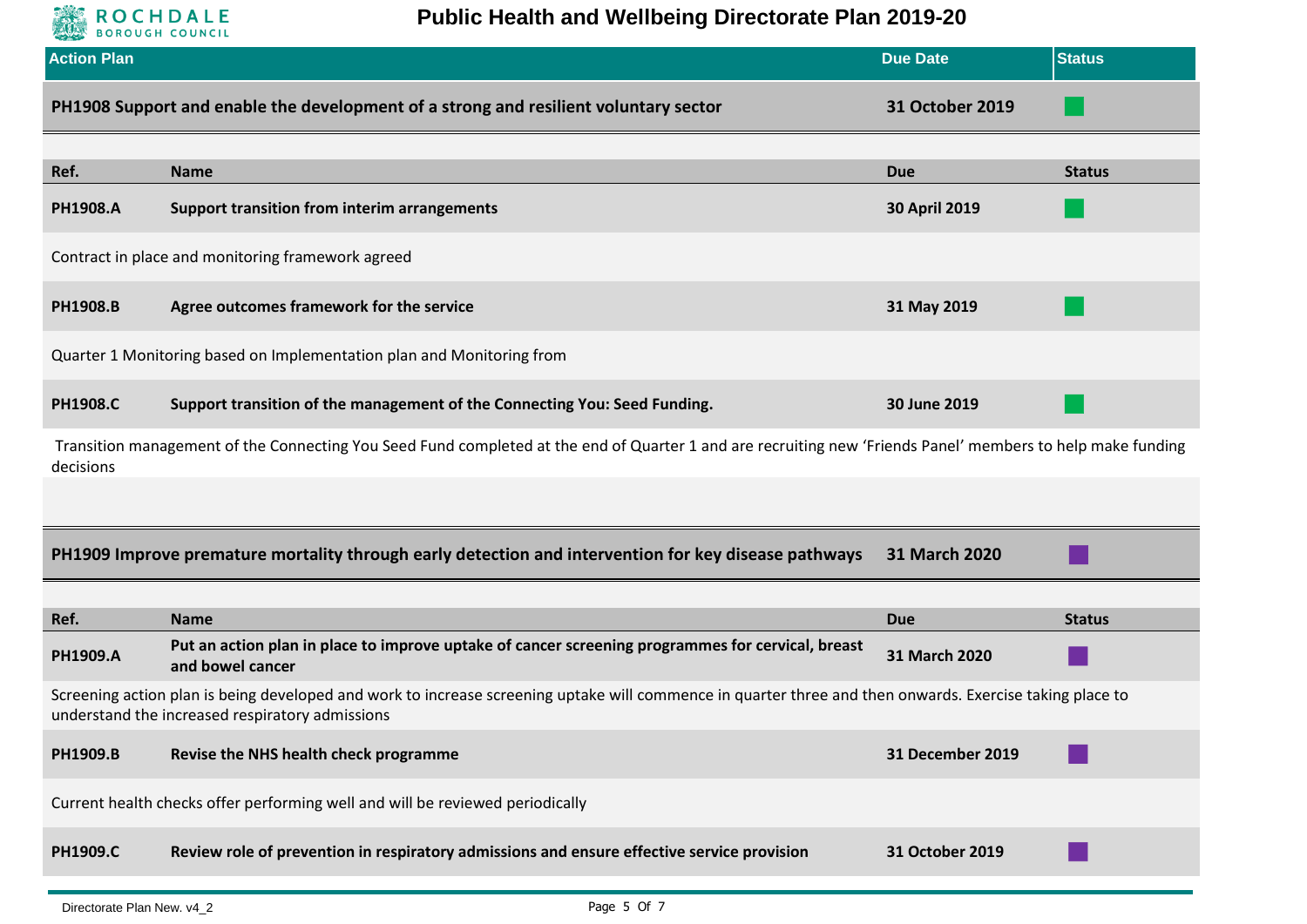# Public Health and Wellbeing Directorate Plan 2019-20

| Action Plan | Due Date | Status |
|---|---|---|
| **PH1908 Support and enable the development of a strong and resilient voluntary sector** | **31 October 2019** | Green |

| Ref. | Name | Due | Status |
|---|---|---|---|
| **PH1908.A** | **Support transition from interim arrangements** | **30 April 2019** | Green |
| Contract in place and monitoring framework agreed | | | |
| **PH1908.B** | **Agree outcomes framework for the service** | **31 May 2019** | Green |
| Quarter 1 Monitoring based on Implementation plan and Monitoring from | | | |
| **PH1908.C** | **Support transition of the management of the Connecting You: Seed Funding.** | **30 June 2019** | Green |
| Transition management of the Connecting You Seed Fund completed at the end of Quarter 1 and are recruiting new 'Friends Panel' members to help make funding decisions | | | |

| Action Plan | Due Date | Status |
|---|---|---|
| **PH1909 Improve premature mortality through early detection and intervention for key disease pathways** | **31 March 2020** | Purple |

| Ref. | Name | Due | Status |
|---|---|---|---|
| **PH1909.A** | **Put an action plan in place to improve uptake of cancer screening programmes for cervical, breast and bowel cancer** | **31 March 2020** | Purple |
| Screening action plan is being developed and work to increase screening uptake will commence in quarter three and then onwards. Exercise taking place to understand the increased respiratory admissions | | | |
| **PH1909.B** | **Revise the NHS health check programme** | **31 December 2019** | Purple |
| Current health checks offer performing well and will be reviewed periodically | | | |
| **PH1909.C** | **Review role of prevention in respiratory admissions and ensure effective service provision** | **31 October 2019** | Purple |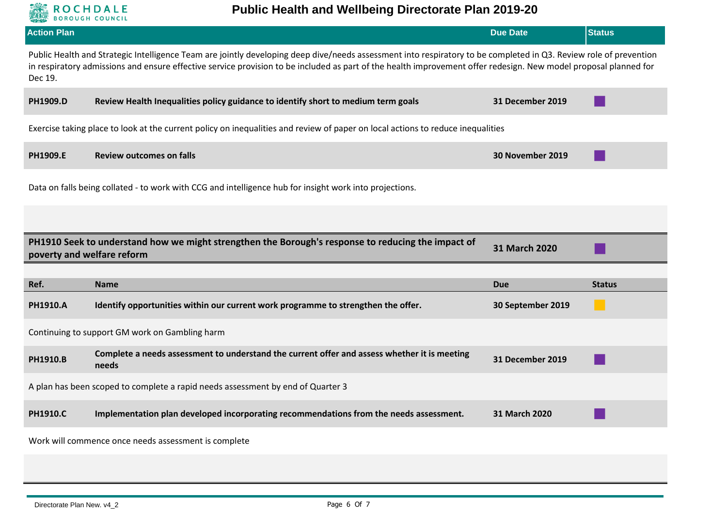| Action Plan | | Due Date | Status |
|---|---|---|---|

Public Health and Strategic Intelligence Team are jointly developing deep dive/needs assessment into respiratory to be completed in Q3. Review role of prevention in respiratory admissions and ensure effective service provision to be included as part of the health improvement offer redesign. New model proposal planned for Dec 19.

| | | | |
|---|---|---|---|
| **PH1909.D** | **Review Health Inequalities policy guidance to identify short to medium term goals** | **31 December 2019** | |

Exercise taking place to look at the current policy on inequalities and review of paper on local actions to reduce inequalities

| | | | |
|---|---|---|---|
| **PH1909.E** | **Review outcomes on falls** | **30 November 2019** | |

Data on falls being collated - to work with CCG and intelligence hub for insight work into projections.

| | | |
|---|---|---|
| **PH1910 Seek to understand how we might strengthen the Borough's response to reducing the impact of poverty and welfare reform** | **31 March 2020** | |

| Ref. | Name | Due | Status |
|---|---|---|---|
| **PH1910.A** | **Identify opportunities within our current work programme to strengthen the offer.** | **30 September 2019** | |

Continuing to support GM work on Gambling harm

| | | | |
|---|---|---|---|
| **PH1910.B** | **Complete a needs assessment to understand the current offer and assess whether it is meeting needs** | **31 December 2019** | |

A plan has been scoped to complete a rapid needs assessment by end of Quarter 3

| | | | |
|---|---|---|---|
| **PH1910.C** | **Implementation plan developed incorporating recommendations from the needs assessment.** | **31 March 2020** | |

Work will commence once needs assessment is complete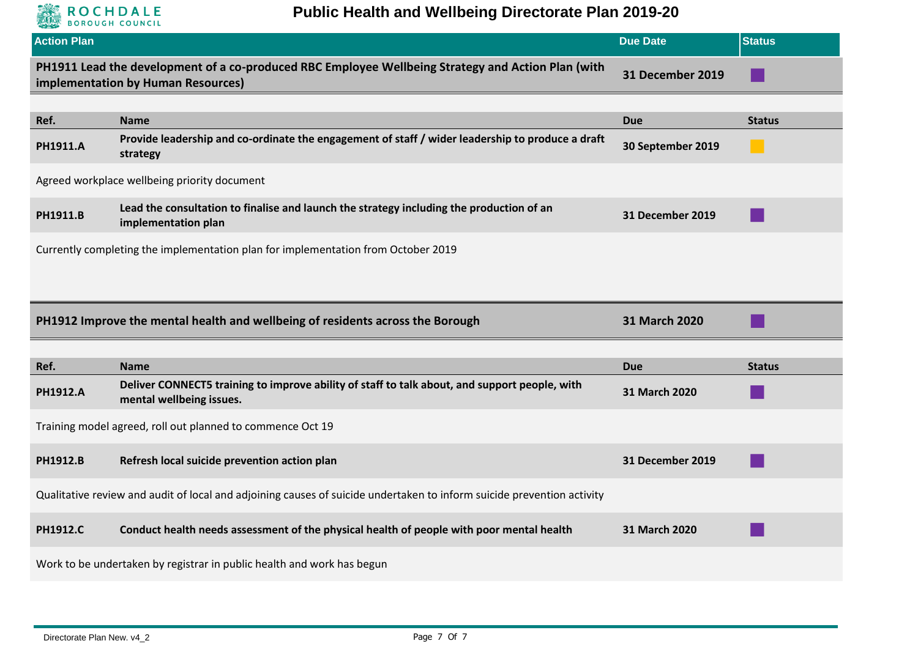# Public Health and Wellbeing Directorate Plan 2019-20

| Action Plan | Due Date | Status |
|---|---|---|
| **PH1911 Lead the development of a co-produced RBC Employee Wellbeing Strategy and Action Plan (with implementation by Human Resources)** | **31 December 2019** | |

| Ref. | Name | Due | Status |
|---|---|---|---|
| **PH1911.A** | **Provide leadership and co-ordinate the engagement of staff / wider leadership to produce a draft strategy** | **30 September 2019** | |
| Agreed workplace wellbeing priority document | | | |
| **PH1911.B** | **Lead the consultation to finalise and launch the strategy including the production of an implementation plan** | **31 December 2019** | |
| Currently completing the implementation plan for implementation from October 2019 | | | |

| Action Plan | Due Date | Status |
|---|---|---|
| **PH1912 Improve the mental health and wellbeing of residents across the Borough** | **31 March 2020** | |

| Ref. | Name | Due | Status |
|---|---|---|---|
| **PH1912.A** | **Deliver CONNECT5 training to improve ability of staff to talk about, and support people, with mental wellbeing issues.** | **31 March 2020** | |
| Training model agreed, roll out planned to commence Oct 19 | | | |
| **PH1912.B** | **Refresh local suicide prevention action plan** | **31 December 2019** | |
| Qualitative review and audit of local and adjoining causes of suicide undertaken to inform suicide prevention activity | | | |
| **PH1912.C** | **Conduct health needs assessment of the physical health of people with poor mental health** | **31 March 2020** | |
| Work to be undertaken by registrar in public health and work has begun | | | |